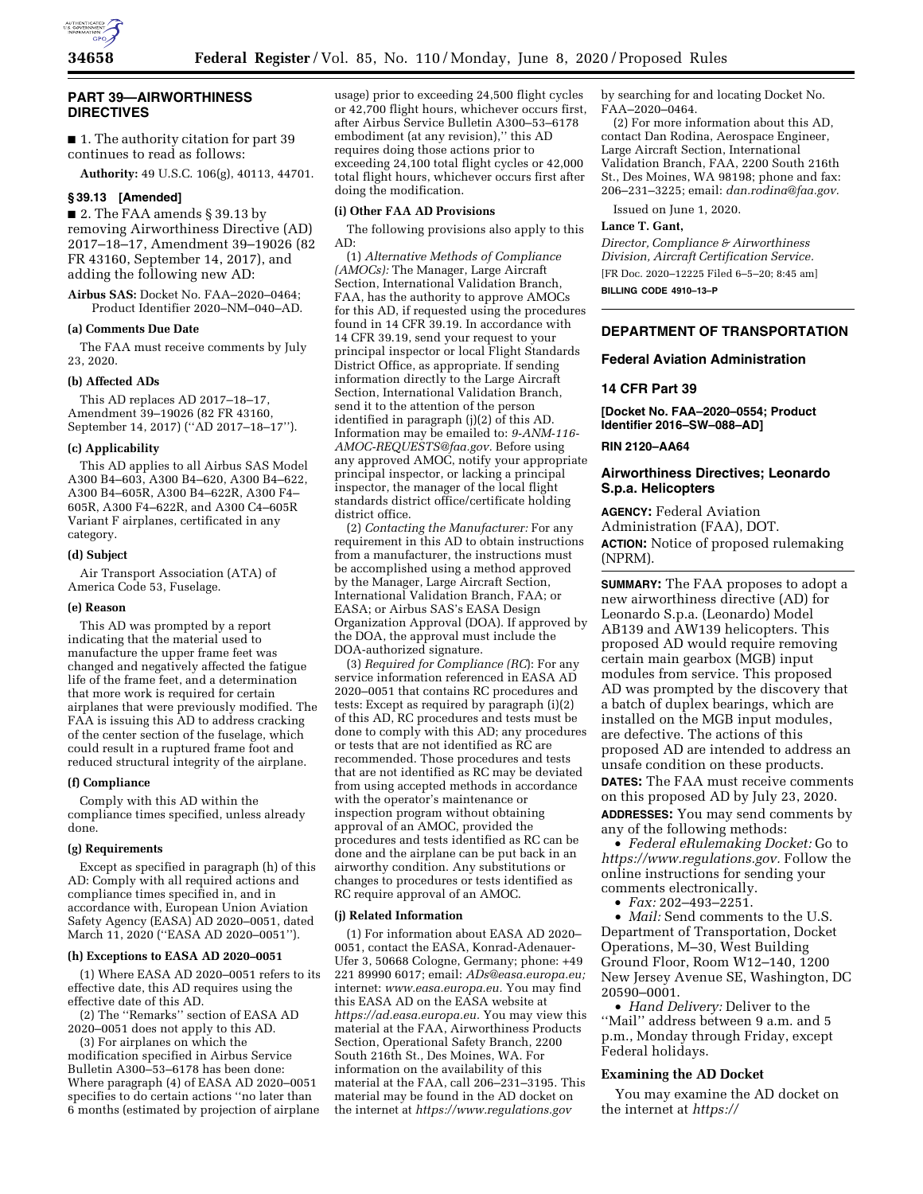## PART 39—AIRWORTHINESS DIRECTIVES

■ 1. The authority citation for part 39 continues to read as follows:

**Authority:** 49 U.S.C. 106(g), 40113, 44701.

### § 39.13 [Amended]

■ 2. The FAA amends § 39.13 by removing Airworthiness Directive (AD) 2017–18–17, Amendment 39–19026 (82 FR 43160, September 14, 2017), and adding the following new AD:

**Airbus SAS:** Docket No. FAA–2020–0464; Product Identifier 2020–NM–040–AD.

#### (a) Comments Due Date

The FAA must receive comments by July 23, 2020.

#### (b) Affected ADs

This AD replaces AD 2017–18–17, Amendment 39–19026 (82 FR 43160, September 14, 2017) (''AD 2017–18–17'').

#### (c) Applicability

This AD applies to all Airbus SAS Model A300 B4–603, A300 B4–620, A300 B4–622, A300 B4–605R, A300 B4–622R, A300 F4–605R, A300 F4–622R, and A300 C4–605R Variant F airplanes, certificated in any category.

#### (d) Subject

Air Transport Association (ATA) of America Code 53, Fuselage.

#### (e) Reason

This AD was prompted by a report indicating that the material used to manufacture the upper frame feet was changed and negatively affected the fatigue life of the frame feet, and a determination that more work is required for certain airplanes that were previously modified. The FAA is issuing this AD to address cracking of the center section of the fuselage, which could result in a ruptured frame foot and reduced structural integrity of the airplane.

#### (f) Compliance

Comply with this AD within the compliance times specified, unless already done.

#### (g) Requirements

Except as specified in paragraph (h) of this AD: Comply with all required actions and compliance times specified in, and in accordance with, European Union Aviation Safety Agency (EASA) AD 2020–0051, dated March 11, 2020 (''EASA AD 2020–0051'').

#### (h) Exceptions to EASA AD 2020–0051

(1) Where EASA AD 2020–0051 refers to its effective date, this AD requires using the effective date of this AD.

(2) The ''Remarks'' section of EASA AD 2020–0051 does not apply to this AD.

(3) For airplanes on which the modification specified in Airbus Service Bulletin A300–53–6178 has been done: Where paragraph (4) of EASA AD 2020–0051 specifies to do certain actions ''no later than 6 months (estimated by projection of airplane usage) prior to exceeding 24,500 flight cycles or 42,700 flight hours, whichever occurs first, after Airbus Service Bulletin A300–53–6178 embodiment (at any revision),'' this AD requires doing those actions prior to exceeding 24,100 total flight cycles or 42,000 total flight hours, whichever occurs first after doing the modification.

#### (i) Other FAA AD Provisions

The following provisions also apply to this AD:

(1) *Alternative Methods of Compliance (AMOCs):* The Manager, Large Aircraft Section, International Validation Branch, FAA, has the authority to approve AMOCs for this AD, if requested using the procedures found in 14 CFR 39.19. In accordance with 14 CFR 39.19, send your request to your principal inspector or local Flight Standards District Office, as appropriate. If sending information directly to the Large Aircraft Section, International Validation Branch, send it to the attention of the person identified in paragraph (j)(2) of this AD. Information may be emailed to: *9-ANM-116-AMOC-REQUESTS@faa.gov.* Before using any approved AMOC, notify your appropriate principal inspector, or lacking a principal inspector, the manager of the local flight standards district office/certificate holding district office.

(2) *Contacting the Manufacturer:* For any requirement in this AD to obtain instructions from a manufacturer, the instructions must be accomplished using a method approved by the Manager, Large Aircraft Section, International Validation Branch, FAA; or EASA; or Airbus SAS's EASA Design Organization Approval (DOA). If approved by the DOA, the approval must include the DOA-authorized signature.

(3) *Required for Compliance (RC)*: For any service information referenced in EASA AD 2020–0051 that contains RC procedures and tests: Except as required by paragraph (i)(2) of this AD, RC procedures and tests must be done to comply with this AD; any procedures or tests that are not identified as RC are recommended. Those procedures and tests that are not identified as RC may be deviated from using accepted methods in accordance with the operator's maintenance or inspection program without obtaining approval of an AMOC, provided the procedures and tests identified as RC can be done and the airplane can be put back in an airworthy condition. Any substitutions or changes to procedures or tests identified as RC require approval of an AMOC.

#### (j) Related Information

(1) For information about EASA AD 2020–0051, contact the EASA, Konrad-Adenauer-Ufer 3, 50668 Cologne, Germany; phone: +49 221 89990 6017; email: *ADs@easa.europa.eu;* internet: *www.easa.europa.eu.* You may find this EASA AD on the EASA website at *https://ad.easa.europa.eu.* You may view this material at the FAA, Airworthiness Products Section, Operational Safety Branch, 2200 South 216th St., Des Moines, WA. For information on the availability of this material at the FAA, call 206–231–3195. This material may be found in the AD docket on the internet at *https://www.regulations.gov* by searching for and locating Docket No. FAA–2020–0464.

(2) For more information about this AD, contact Dan Rodina, Aerospace Engineer, Large Aircraft Section, International Validation Branch, FAA, 2200 South 216th St., Des Moines, WA 98198; phone and fax: 206–231–3225; email: *dan.rodina@faa.gov.*

Issued on June 1, 2020.

**Lance T. Gant,**

*Director, Compliance & Airworthiness Division, Aircraft Certification Service.*

[FR Doc. 2020–12225 Filed 6–5–20; 8:45 am]

**BILLING CODE 4910–13–P**

---

## DEPARTMENT OF TRANSPORTATION

### Federal Aviation Administration

### 14 CFR Part 39

**[Docket No. FAA–2020–0554; Product Identifier 2016–SW–088–AD]**

**RIN 2120–AA64**

### Airworthiness Directives; Leonardo S.p.a. Helicopters

**AGENCY:** Federal Aviation Administration (FAA), DOT.

**ACTION:** Notice of proposed rulemaking (NPRM).

**SUMMARY:** The FAA proposes to adopt a new airworthiness directive (AD) for Leonardo S.p.a. (Leonardo) Model AB139 and AW139 helicopters. This proposed AD would require removing certain main gearbox (MGB) input modules from service. This proposed AD was prompted by the discovery that a batch of duplex bearings, which are installed on the MGB input modules, are defective. The actions of this proposed AD are intended to address an unsafe condition on these products.

**DATES:** The FAA must receive comments on this proposed AD by July 23, 2020.

**ADDRESSES:** You may send comments by any of the following methods:

- *Federal eRulemaking Docket:* Go to *https://www.regulations.gov.* Follow the online instructions for sending your comments electronically.
- *Fax:* 202–493–2251.
- *Mail:* Send comments to the U.S. Department of Transportation, Docket Operations, M–30, West Building Ground Floor, Room W12–140, 1200 New Jersey Avenue SE, Washington, DC 20590–0001.
- *Hand Delivery:* Deliver to the ''Mail'' address between 9 a.m. and 5 p.m., Monday through Friday, except Federal holidays.

#### Examining the AD Docket

You may examine the AD docket on the internet at *https://*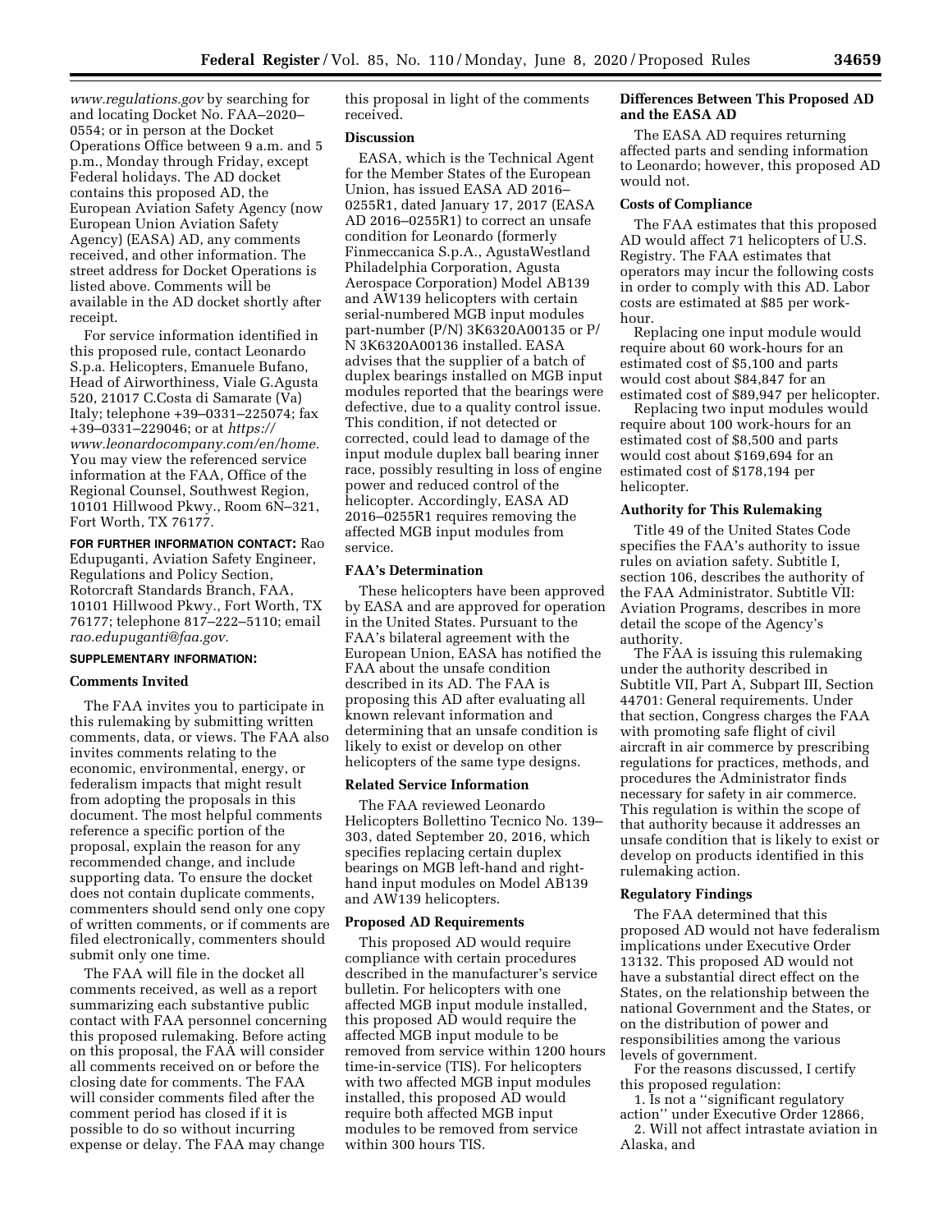*www.regulations.gov* by searching for and locating Docket No. FAA–2020–0554; or in person at the Docket Operations Office between 9 a.m. and 5 p.m., Monday through Friday, except Federal holidays. The AD docket contains this proposed AD, the European Aviation Safety Agency (now European Union Aviation Safety Agency) (EASA) AD, any comments received, and other information. The street address for Docket Operations is listed above. Comments will be available in the AD docket shortly after receipt.

For service information identified in this proposed rule, contact Leonardo S.p.a. Helicopters, Emanuele Bufano, Head of Airworthiness, Viale G.Agusta 520, 21017 C.Costa di Samarate (Va) Italy; telephone +39–0331–225074; fax +39–0331–229046; or at *https://www.leonardocompany.com/en/home.* You may view the referenced service information at the FAA, Office of the Regional Counsel, Southwest Region, 10101 Hillwood Pkwy., Room 6N–321, Fort Worth, TX 76177.

**FOR FURTHER INFORMATION CONTACT:** Rao Edupuganti, Aviation Safety Engineer, Regulations and Policy Section, Rotorcraft Standards Branch, FAA, 10101 Hillwood Pkwy., Fort Worth, TX 76177; telephone 817–222–5110; email *rao.edupuganti@faa.gov.*

**SUPPLEMENTARY INFORMATION:**

## Comments Invited

The FAA invites you to participate in this rulemaking by submitting written comments, data, or views. The FAA also invites comments relating to the economic, environmental, energy, or federalism impacts that might result from adopting the proposals in this document. The most helpful comments reference a specific portion of the proposal, explain the reason for any recommended change, and include supporting data. To ensure the docket does not contain duplicate comments, commenters should send only one copy of written comments, or if comments are filed electronically, commenters should submit only one time.

The FAA will file in the docket all comments received, as well as a report summarizing each substantive public contact with FAA personnel concerning this proposed rulemaking. Before acting on this proposal, the FAA will consider all comments received on or before the closing date for comments. The FAA will consider comments filed after the comment period has closed if it is possible to do so without incurring expense or delay. The FAA may change this proposal in light of the comments received.

## Discussion

EASA, which is the Technical Agent for the Member States of the European Union, has issued EASA AD 2016–0255R1, dated January 17, 2017 (EASA AD 2016–0255R1) to correct an unsafe condition for Leonardo (formerly Finmeccanica S.p.A., AgustaWestland Philadelphia Corporation, Agusta Aerospace Corporation) Model AB139 and AW139 helicopters with certain serial-numbered MGB input modules part-number (P/N) 3K6320A00135 or P/N 3K6320A00136 installed. EASA advises that the supplier of a batch of duplex bearings installed on MGB input modules reported that the bearings were defective, due to a quality control issue. This condition, if not detected or corrected, could lead to damage of the input module duplex ball bearing inner race, possibly resulting in loss of engine power and reduced control of the helicopter. Accordingly, EASA AD 2016–0255R1 requires removing the affected MGB input modules from service.

## FAA's Determination

These helicopters have been approved by EASA and are approved for operation in the United States. Pursuant to the FAA's bilateral agreement with the European Union, EASA has notified the FAA about the unsafe condition described in its AD. The FAA is proposing this AD after evaluating all known relevant information and determining that an unsafe condition is likely to exist or develop on other helicopters of the same type designs.

## Related Service Information

The FAA reviewed Leonardo Helicopters Bollettino Tecnico No. 139–303, dated September 20, 2016, which specifies replacing certain duplex bearings on MGB left-hand and right-hand input modules on Model AB139 and AW139 helicopters.

## Proposed AD Requirements

This proposed AD would require compliance with certain procedures described in the manufacturer's service bulletin. For helicopters with one affected MGB input module installed, this proposed AD would require the affected MGB input module to be removed from service within 1200 hours time-in-service (TIS). For helicopters with two affected MGB input modules installed, this proposed AD would require both affected MGB input modules to be removed from service within 300 hours TIS.

## Differences Between This Proposed AD and the EASA AD

The EASA AD requires returning affected parts and sending information to Leonardo; however, this proposed AD would not.

## Costs of Compliance

The FAA estimates that this proposed AD would affect 71 helicopters of U.S. Registry. The FAA estimates that operators may incur the following costs in order to comply with this AD. Labor costs are estimated at $85 per work-hour.

Replacing one input module would require about 60 work-hours for an estimated cost of $5,100 and parts would cost about $84,847 for an estimated cost of $89,947 per helicopter.

Replacing two input modules would require about 100 work-hours for an estimated cost of $8,500 and parts would cost about $169,694 for an estimated cost of $178,194 per helicopter.

## Authority for This Rulemaking

Title 49 of the United States Code specifies the FAA's authority to issue rules on aviation safety. Subtitle I, section 106, describes the authority of the FAA Administrator. Subtitle VII: Aviation Programs, describes in more detail the scope of the Agency's authority.

The FAA is issuing this rulemaking under the authority described in Subtitle VII, Part A, Subpart III, Section 44701: General requirements. Under that section, Congress charges the FAA with promoting safe flight of civil aircraft in air commerce by prescribing regulations for practices, methods, and procedures the Administrator finds necessary for safety in air commerce. This regulation is within the scope of that authority because it addresses an unsafe condition that is likely to exist or develop on products identified in this rulemaking action.

## Regulatory Findings

The FAA determined that this proposed AD would not have federalism implications under Executive Order 13132. This proposed AD would not have a substantial direct effect on the States, on the relationship between the national Government and the States, or on the distribution of power and responsibilities among the various levels of government.

For the reasons discussed, I certify this proposed regulation:

1. Is not a "significant regulatory action" under Executive Order 12866,
2. Will not affect intrastate aviation in Alaska, and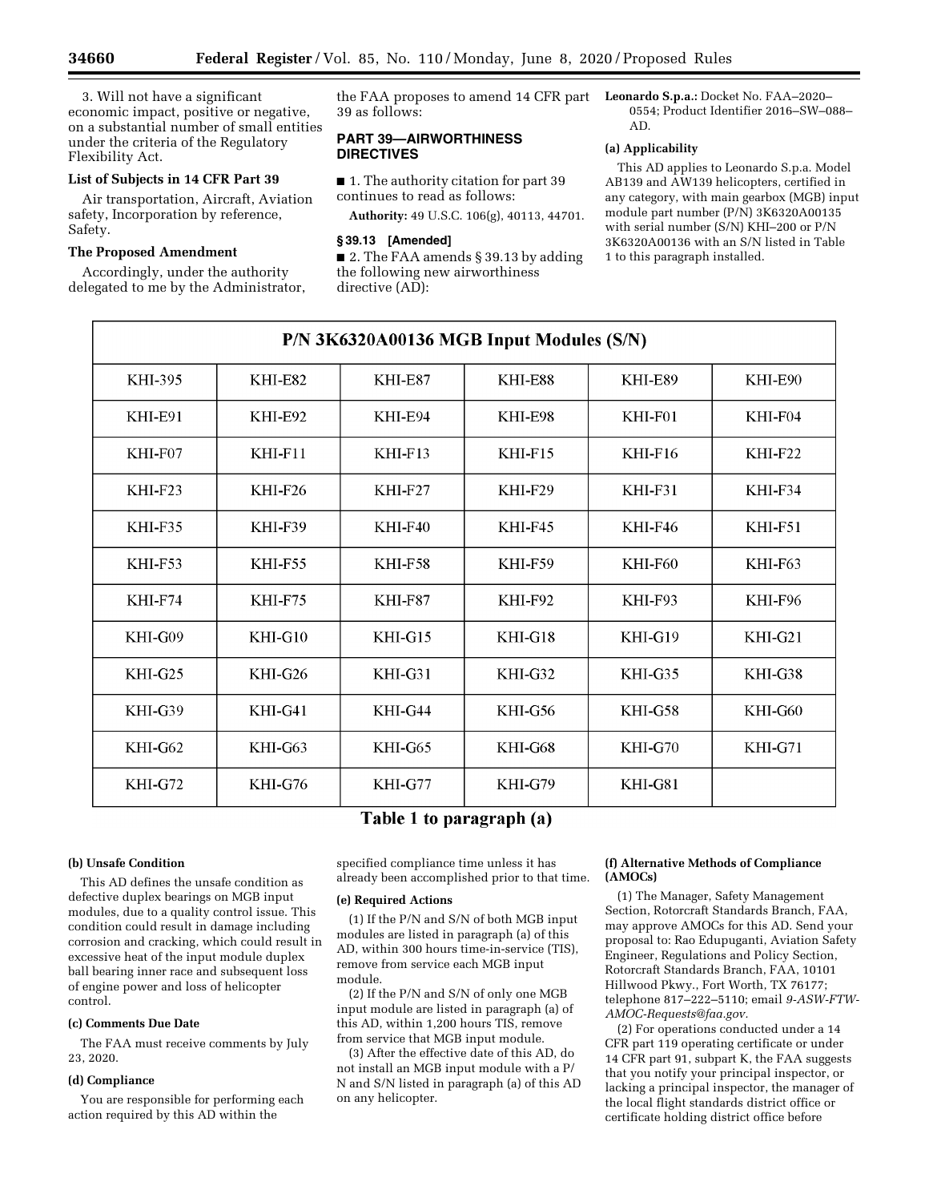3. Will not have a significant economic impact, positive or negative, on a substantial number of small entities under the criteria of the Regulatory Flexibility Act.

### List of Subjects in 14 CFR Part 39

Air transportation, Aircraft, Aviation safety, Incorporation by reference, Safety.

### The Proposed Amendment

Accordingly, under the authority delegated to me by the Administrator, the FAA proposes to amend 14 CFR part 39 as follows:

## PART 39—AIRWORTHINESS DIRECTIVES

■ 1. The authority citation for part 39 continues to read as follows:

**Authority:** 49 U.S.C. 106(g), 40113, 44701.

### § 39.13 [Amended]

■ 2. The FAA amends § 39.13 by adding the following new airworthiness directive (AD):

**Leonardo S.p.a.:** Docket No. FAA–2020–0554; Product Identifier 2016–SW–088–AD.

**(a) Applicability**

This AD applies to Leonardo S.p.a. Model AB139 and AW139 helicopters, certified in any category, with main gearbox (MGB) input module part number (P/N) 3K6320A00135 with serial number (S/N) KHI–200 or P/N 3K6320A00136 with an S/N listed in Table 1 to this paragraph installed.

| P/N 3K6320A00136 MGB Input Modules (S/N) | | | | | |
|---|---|---|---|---|---|
| KHI-395 | KHI-E82 | KHI-E87 | KHI-E88 | KHI-E89 | KHI-E90 |
| KHI-E91 | KHI-E92 | KHI-E94 | KHI-E98 | KHI-F01 | KHI-F04 |
| KHI-F07 | KHI-F11 | KHI-F13 | KHI-F15 | KHI-F16 | KHI-F22 |
| KHI-F23 | KHI-F26 | KHI-F27 | KHI-F29 | KHI-F31 | KHI-F34 |
| KHI-F35 | KHI-F39 | KHI-F40 | KHI-F45 | KHI-F46 | KHI-F51 |
| KHI-F53 | KHI-F55 | KHI-F58 | KHI-F59 | KHI-F60 | KHI-F63 |
| KHI-F74 | KHI-F75 | KHI-F87 | KHI-F92 | KHI-F93 | KHI-F96 |
| KHI-G09 | KHI-G10 | KHI-G15 | KHI-G18 | KHI-G19 | KHI-G21 |
| KHI-G25 | KHI-G26 | KHI-G31 | KHI-G32 | KHI-G35 | KHI-G38 |
| KHI-G39 | KHI-G41 | KHI-G44 | KHI-G56 | KHI-G58 | KHI-G60 |
| KHI-G62 | KHI-G63 | KHI-G65 | KHI-G68 | KHI-G70 | KHI-G71 |
| KHI-G72 | KHI-G76 | KHI-G77 | KHI-G79 | KHI-G81 | |

**Table 1 to paragraph (a)**

**(b) Unsafe Condition**

This AD defines the unsafe condition as defective duplex bearings on MGB input modules, due to a quality control issue. This condition could result in damage including corrosion and cracking, which could result in excessive heat of the input module duplex ball bearing inner race and subsequent loss of engine power and loss of helicopter control.

**(c) Comments Due Date**

The FAA must receive comments by July 23, 2020.

**(d) Compliance**

You are responsible for performing each action required by this AD within the specified compliance time unless it has already been accomplished prior to that time.

**(e) Required Actions**

(1) If the P/N and S/N of both MGB input modules are listed in paragraph (a) of this AD, within 300 hours time-in-service (TIS), remove from service each MGB input module.

(2) If the P/N and S/N of only one MGB input module are listed in paragraph (a) of this AD, within 1,200 hours TIS, remove from service that MGB input module.

(3) After the effective date of this AD, do not install an MGB input module with a P/N and S/N listed in paragraph (a) of this AD on any helicopter.

**(f) Alternative Methods of Compliance (AMOCs)**

(1) The Manager, Safety Management Section, Rotorcraft Standards Branch, FAA, may approve AMOCs for this AD. Send your proposal to: Rao Edupuganti, Aviation Safety Engineer, Regulations and Policy Section, Rotorcraft Standards Branch, FAA, 10101 Hillwood Pkwy., Fort Worth, TX 76177; telephone 817–222–5110; email *9-ASW-FTW-AMOC-Requests@faa.gov.*

(2) For operations conducted under a 14 CFR part 119 operating certificate or under 14 CFR part 91, subpart K, the FAA suggests that you notify your principal inspector, or lacking a principal inspector, the manager of the local flight standards district office or certificate holding district office before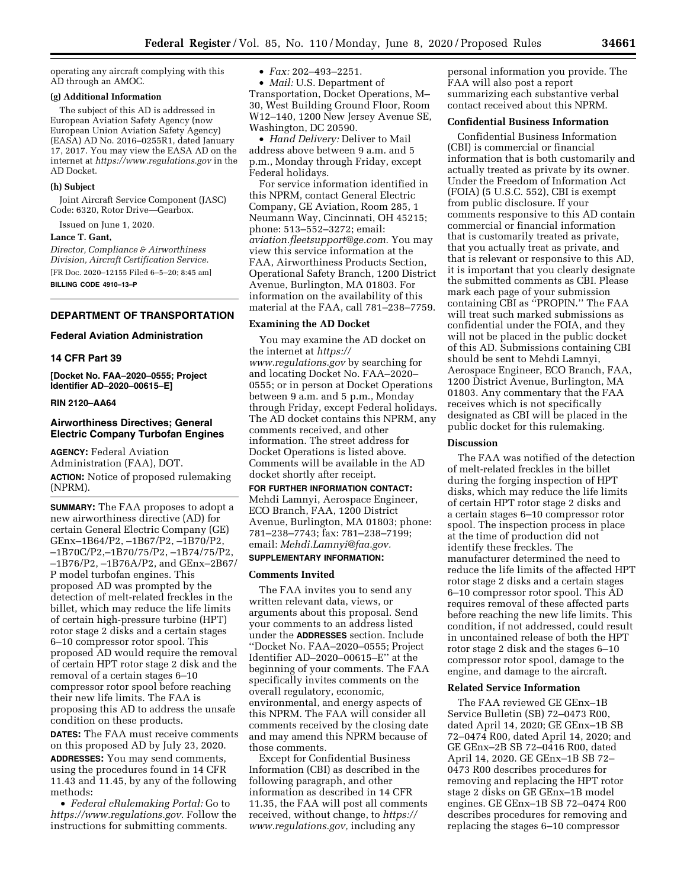operating any aircraft complying with this AD through an AMOC.

#### (g) Additional Information

The subject of this AD is addressed in European Aviation Safety Agency (now European Union Aviation Safety Agency) (EASA) AD No. 2016–0255R1, dated January 17, 2017. You may view the EASA AD on the internet at *https://www.regulations.gov* in the AD Docket.

#### (h) Subject

Joint Aircraft Service Component (JASC) Code: 6320, Rotor Drive—Gearbox.

Issued on June 1, 2020.

**Lance T. Gant,**

*Director, Compliance & Airworthiness Division, Aircraft Certification Service.*

[FR Doc. 2020–12155 Filed 6–5–20; 8:45 am]

**BILLING CODE 4910–13–P**

---

## DEPARTMENT OF TRANSPORTATION

### Federal Aviation Administration

### 14 CFR Part 39

**[Docket No. FAA–2020–0555; Project Identifier AD–2020–00615–E]**

**RIN 2120–AA64**

## Airworthiness Directives; General Electric Company Turbofan Engines

**AGENCY:** Federal Aviation Administration (FAA), DOT.

**ACTION:** Notice of proposed rulemaking (NPRM).

**SUMMARY:** The FAA proposes to adopt a new airworthiness directive (AD) for certain General Electric Company (GE) GEnx–1B64/P2, –1B67/P2, –1B70/P2, –1B70C/P2,–1B70/75/P2, –1B74/75/P2, –1B76/P2, –1B76A/P2, and GEnx–2B67/P model turbofan engines. This proposed AD was prompted by the detection of melt-related freckles in the billet, which may reduce the life limits of certain high-pressure turbine (HPT) rotor stage 2 disks and a certain stages 6–10 compressor rotor spool. This proposed AD would require the removal of certain HPT rotor stage 2 disk and the removal of a certain stages 6–10 compressor rotor spool before reaching their new life limits. The FAA is proposing this AD to address the unsafe condition on these products.

**DATES:** The FAA must receive comments on this proposed AD by July 23, 2020.

**ADDRESSES:** You may send comments, using the procedures found in 14 CFR 11.43 and 11.45, by any of the following methods:

- *Federal eRulemaking Portal:* Go to *https://www.regulations.gov.* Follow the instructions for submitting comments.
- *Fax:* 202–493–2251.
- *Mail:* U.S. Department of Transportation, Docket Operations, M–30, West Building Ground Floor, Room W12–140, 1200 New Jersey Avenue SE, Washington, DC 20590.
- *Hand Delivery:* Deliver to Mail address above between 9 a.m. and 5 p.m., Monday through Friday, except Federal holidays.

For service information identified in this NPRM, contact General Electric Company, GE Aviation, Room 285, 1 Neumann Way, Cincinnati, OH 45215; phone: 513–552–3272; email: *aviation.fleetsupport@ge.com.* You may view this service information at the FAA, Airworthiness Products Section, Operational Safety Branch, 1200 District Avenue, Burlington, MA 01803. For information on the availability of this material at the FAA, call 781–238–7759.

#### Examining the AD Docket

You may examine the AD docket on the internet at *https://www.regulations.gov* by searching for and locating Docket No. FAA–2020–0555; or in person at Docket Operations between 9 a.m. and 5 p.m., Monday through Friday, except Federal holidays. The AD docket contains this NPRM, any comments received, and other information. The street address for Docket Operations is listed above. Comments will be available in the AD docket shortly after receipt.

**FOR FURTHER INFORMATION CONTACT:** Mehdi Lamnyi, Aerospace Engineer, ECO Branch, FAA, 1200 District Avenue, Burlington, MA 01803; phone: 781–238–7743; fax: 781–238–7199; email: *Mehdi.Lamnyi@faa.gov.*

**SUPPLEMENTARY INFORMATION:**

#### Comments Invited

The FAA invites you to send any written relevant data, views, or arguments about this proposal. Send your comments to an address listed under the **ADDRESSES** section. Include ''Docket No. FAA–2020–0555; Project Identifier AD–2020–00615–E'' at the beginning of your comments. The FAA specifically invites comments on the overall regulatory, economic, environmental, and energy aspects of this NPRM. The FAA will consider all comments received by the closing date and may amend this NPRM because of those comments.

Except for Confidential Business Information (CBI) as described in the following paragraph, and other information as described in 14 CFR 11.35, the FAA will post all comments received, without change, to *https://www.regulations.gov,* including any personal information you provide. The FAA will also post a report summarizing each substantive verbal contact received about this NPRM.

#### Confidential Business Information

Confidential Business Information (CBI) is commercial or financial information that is both customarily and actually treated as private by its owner. Under the Freedom of Information Act (FOIA) (5 U.S.C. 552), CBI is exempt from public disclosure. If your comments responsive to this AD contain commercial or financial information that is customarily treated as private, that you actually treat as private, and that is relevant or responsive to this AD, it is important that you clearly designate the submitted comments as CBI. Please mark each page of your submission containing CBI as ''PROPIN.'' The FAA will treat such marked submissions as confidential under the FOIA, and they will not be placed in the public docket of this AD. Submissions containing CBI should be sent to Mehdi Lamnyi, Aerospace Engineer, ECO Branch, FAA, 1200 District Avenue, Burlington, MA 01803. Any commentary that the FAA receives which is not specifically designated as CBI will be placed in the public docket for this rulemaking.

#### Discussion

The FAA was notified of the detection of melt-related freckles in the billet during the forging inspection of HPT disks, which may reduce the life limits of certain HPT rotor stage 2 disks and a certain stages 6–10 compressor rotor spool. The inspection process in place at the time of production did not identify these freckles. The manufacturer determined the need to reduce the life limits of the affected HPT rotor stage 2 disks and a certain stages 6–10 compressor rotor spool. This AD requires removal of these affected parts before reaching the new life limits. This condition, if not addressed, could result in uncontained release of both the HPT rotor stage 2 disk and the stages 6–10 compressor rotor spool, damage to the engine, and damage to the aircraft.

#### Related Service Information

The FAA reviewed GE GEnx–1B Service Bulletin (SB) 72–0473 R00, dated April 14, 2020; GE GEnx–1B SB 72–0474 R00, dated April 14, 2020; and GE GEnx–2B SB 72–0416 R00, dated April 14, 2020. GE GEnx–1B SB 72–0473 R00 describes procedures for removing and replacing the HPT rotor stage 2 disks on GE GEnx–1B model engines. GE GEnx–1B SB 72–0474 R00 describes procedures for removing and replacing the stages 6–10 compressor